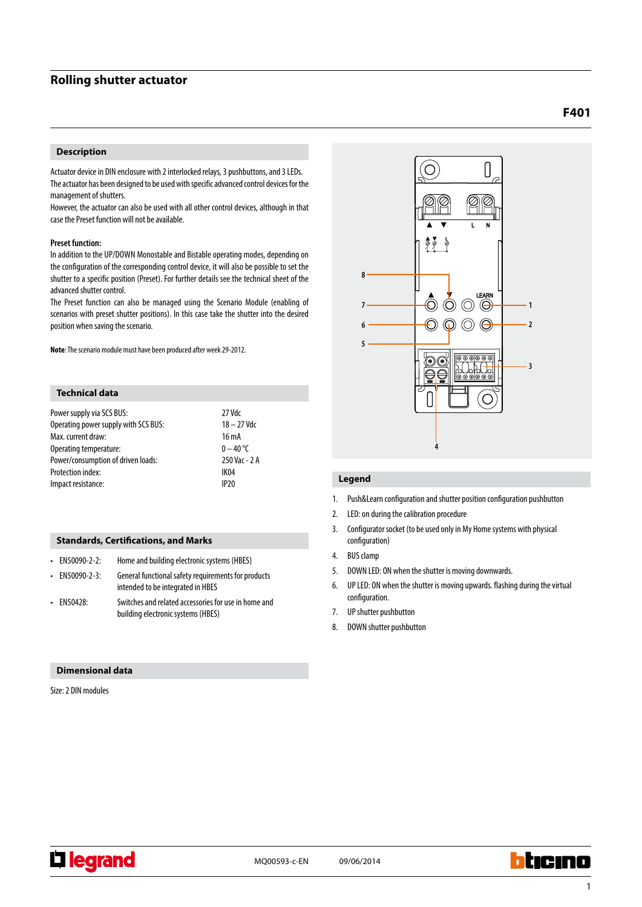# Rolling shutter actuator

**F401**

## Description

Actuator device in DIN enclosure with 2 interlocked relays, 3 pushbuttons, and 3 LEDs.
The actuator has been designed to be used with specific advanced control devices for the management of shutters.
However, the actuator can also be used with all other control devices, although in that case the Preset function will not be available.

**Preset function:**
In addition to the UP/DOWN Monostable and Bistable operating modes, depending on the configuration of the corresponding control device, it will also be possible to set the shutter to a specific position (Preset). For further details see the technical sheet of the advanced shutter control.
The Preset function can also be managed using the Scenario Module (enabling of scenarios with preset shutter positions). In this case take the shutter into the desired position when saving the scenario.

**Note**: The scenario module must have been produced after week 29-2012.

## Technical data

| | |
|---|---|
| Power supply via SCS BUS: | 27 Vdc |
| Operating power supply with SCS BUS: | 18 – 27 Vdc |
| Max. current draw: | 16 mA |
| Operating temperature: | 0 – 40 °C |
| Power/consumption of driven loads: | 250 Vac - 2 A |
| Protection index: | IK04 |
| Impact resistance: | IP20 |

## Standards, Certifications, and Marks

- EN50090-2-2: Home and building electronic systems (HBES)
- EN50090-2-3: General functional safety requirements for products intended to be integrated in HBES
- EN50428: Switches and related accessories for use in home and building electronic systems (HBES)

## Dimensional data

Size: 2 DIN modules

## Legend

1. Push&Learn configuration and shutter position configuration pushbutton
2. LED: on during the calibration procedure
3. Configurator socket (to be used only in My Home systems with physical configuration)
4. BUS clamp
5. DOWN LED: ON when the shutter is moving downwards.
6. UP LED: ON when the shutter is moving upwards. flashing during the virtual configuration.
7. UP shutter pushbutton
8. DOWN shutter pushbutton

MQ00593-c-EN 09/06/2014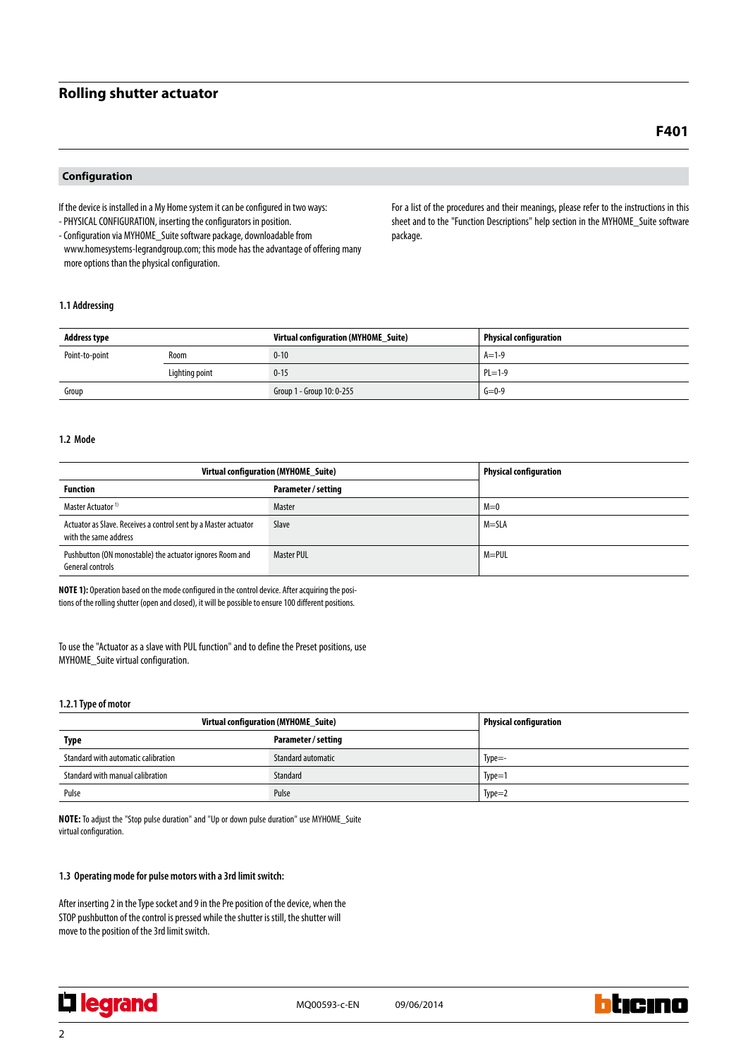# Rolling shutter actuator

**F401**

## Configuration

If the device is installed in a My Home system it can be configured in two ways:
- PHYSICAL CONFIGURATION, inserting the configurators in position.
- Configuration via MYHOME_Suite software package, downloadable from www.homesystems-legrandgroup.com; this mode has the advantage of offering many more options than the physical configuration.

For a list of the procedures and their meanings, please refer to the instructions in this sheet and to the "Function Descriptions" help section in the MYHOME_Suite software package.

### 1.1 Addressing

| Address type | | Virtual configuration (MYHOME_Suite) | Physical configuration |
|---|---|---|---|
| Point-to-point | Room | 0-10 | A=1-9 |
| | Lighting point | 0-15 | PL=1-9 |
| Group | | Group 1 - Group 10: 0-255 | G=0-9 |

### 1.2 Mode

| Virtual configuration (MYHOME_Suite) | | Physical configuration |
|---|---|---|
| **Function** | **Parameter / setting** | |
| Master Actuator [1] | Master | M=0 |
| Actuator as Slave. Receives a control sent by a Master actuator with the same address | Slave | M=SLA |
| Pushbutton (ON monostable) the actuator ignores Room and General controls | Master PUL | M=PUL |

**NOTE 1):** Operation based on the mode configured in the control device. After acquiring the positions of the rolling shutter (open and closed), it will be possible to ensure 100 different positions.

To use the "Actuator as a slave with PUL function" and to define the Preset positions, use MYHOME_Suite virtual configuration.

#### 1.2.1 Type of motor

| Virtual configuration (MYHOME_Suite) | | Physical configuration |
|---|---|---|
| **Type** | **Parameter / setting** | |
| Standard with automatic calibration | Standard automatic | Type=- |
| Standard with manual calibration | Standard | Type=1 |
| Pulse | Pulse | Type=2 |

**NOTE:** To adjust the "Stop pulse duration" and "Up or down pulse duration" use MYHOME_Suite virtual configuration.

### 1.3 Operating mode for pulse motors with a 3rd limit switch:

After inserting 2 in the Type socket and 9 in the Pre position of the device, when the STOP pushbutton of the control is pressed while the shutter is still, the shutter will move to the position of the 3rd limit switch.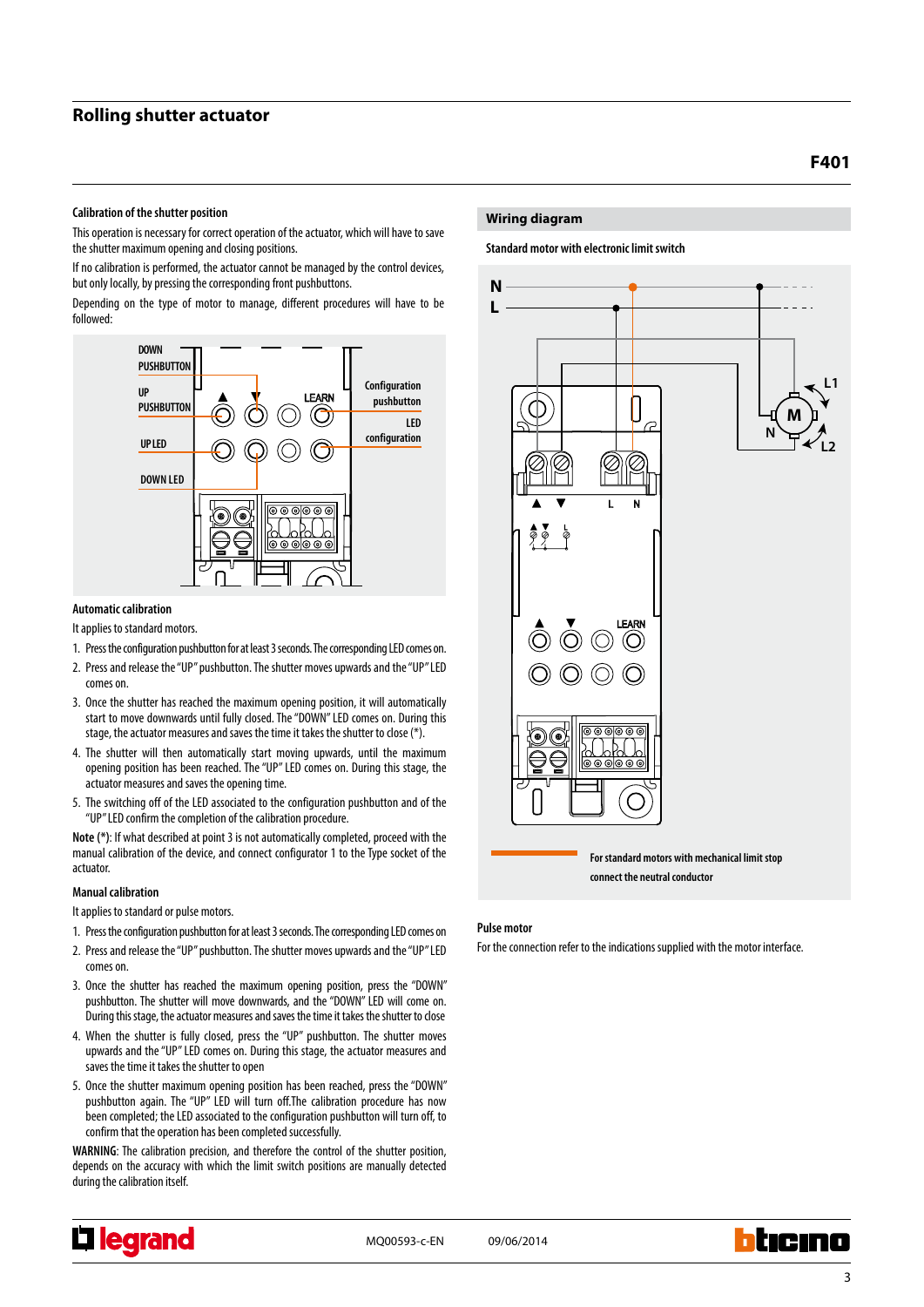# Rolling shutter actuator

**F401**

### Calibration of the shutter position

This operation is necessary for correct operation of the actuator, which will have to save the shutter maximum opening and closing positions.

If no calibration is performed, the actuator cannot be managed by the control devices, but only locally, by pressing the corresponding front pushbuttons.

Depending on the type of motor to manage, different procedures will have to be followed:

DOWN PUSHBUTTON
UP PUSHBUTTON
UP LED
DOWN LED
LEARN
Configuration pushbutton
LED configuration

### Automatic calibration

It applies to standard motors.

1. Press the configuration pushbutton for at least 3 seconds. The corresponding LED comes on.
2. Press and release the "UP" pushbutton. The shutter moves upwards and the "UP" LED comes on.
3. Once the shutter has reached the maximum opening position, it will automatically start to move downwards until fully closed. The "DOWN" LED comes on. During this stage, the actuator measures and saves the time it takes the shutter to close (*).
4. The shutter will then automatically start moving upwards, until the maximum opening position has been reached. The "UP" LED comes on. During this stage, the actuator measures and saves the opening time.
5. The switching off of the LED associated to the configuration pushbutton and of the "UP" LED confirm the completion of the calibration procedure.

**Note** (*): If what described at point 3 is not automatically completed, proceed with the manual calibration of the device, and connect configurator 1 to the Type socket of the actuator.

### Manual calibration

It applies to standard or pulse motors.

1. Press the configuration pushbutton for at least 3 seconds. The corresponding LED comes on
2. Press and release the "UP" pushbutton. The shutter moves upwards and the "UP" LED comes on.
3. Once the shutter has reached the maximum opening position, press the "DOWN" pushbutton. The shutter will move downwards, and the "DOWN" LED will come on. During this stage, the actuator measures and saves the time it takes the shutter to close
4. When the shutter is fully closed, press the "UP" pushbutton. The shutter moves upwards and the "UP" LED comes on. During this stage, the actuator measures and saves the time it takes the shutter to open
5. Once the shutter maximum opening position has been reached, press the "DOWN" pushbutton again. The "UP" LED will turn off.The calibration procedure has now been completed; the LED associated to the configuration pushbutton will turn off, to confirm that the operation has been completed successfully.

**WARNING**: The calibration precision, and therefore the control of the shutter position, depends on the accuracy with which the limit switch positions are manually detected during the calibration itself.

## Wiring diagram

### Standard motor with electronic limit switch

N
L
L1
M
N
L2
L
N
LEARN

**For standard motors with mechanical limit stop connect the neutral conductor**

### Pulse motor

For the connection refer to the indications supplied with the motor interface.

MQ00593-c-EN 09/06/2014